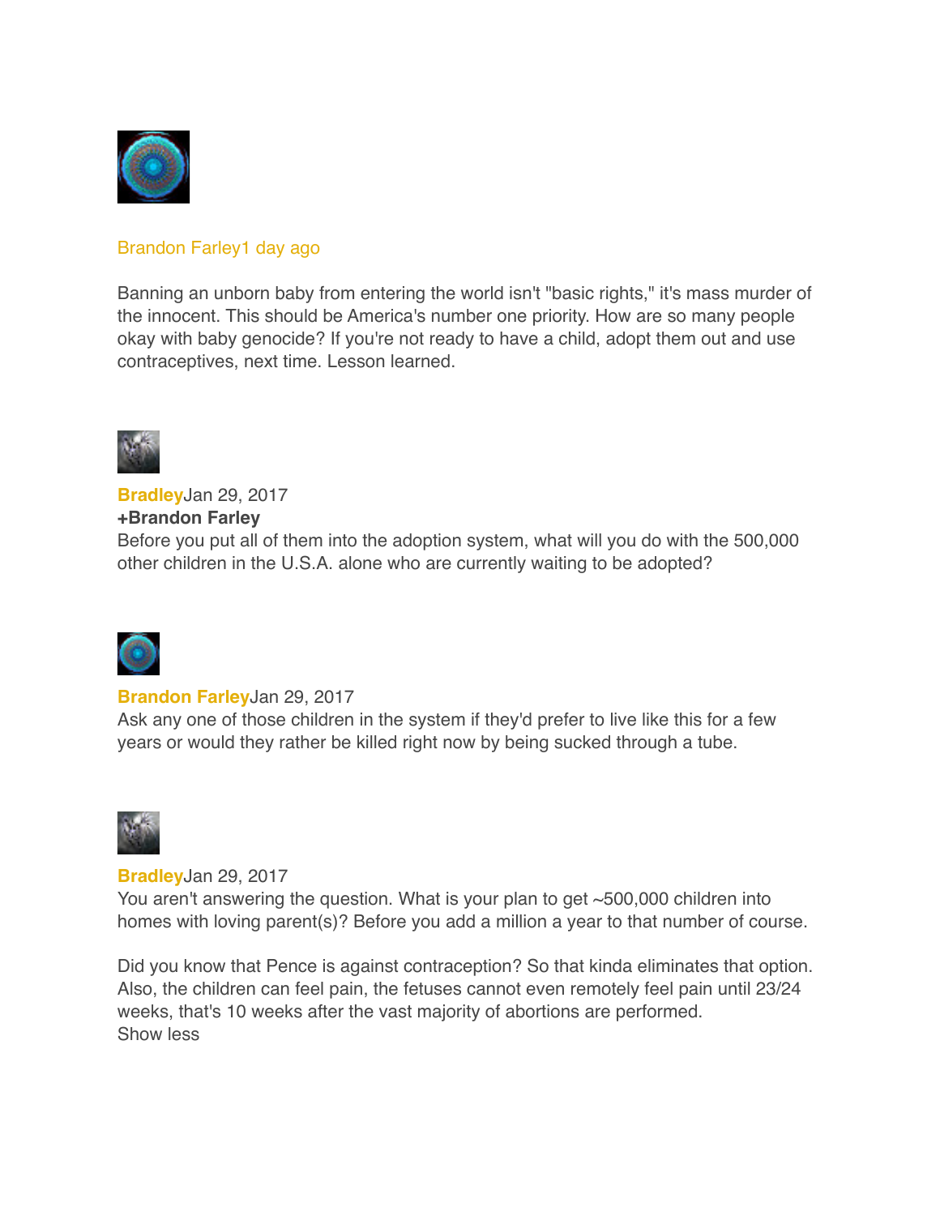Brandon Farley1 day ago

Banning an unborn baby from entering the world isn't "basic rights," it's mass murder of the innocent. This should be America's number one priority. How are so many people okay with baby genocide? If you're not ready to have a child, adopt them out and use contraceptives, next time. Lesson learned.

**Bradley**Jan 29, 2017
**+Brandon Farley**
Before you put all of them into the adoption system, what will you do with the 500,000 other children in the U.S.A. alone who are currently waiting to be adopted?

**Brandon Farley**Jan 29, 2017
Ask any one of those children in the system if they'd prefer to live like this for a few years or would they rather be killed right now by being sucked through a tube.

**Bradley**Jan 29, 2017
You aren't answering the question. What is your plan to get ~500,000 children into homes with loving parent(s)? Before you add a million a year to that number of course.

Did you know that Pence is against contraception? So that kinda eliminates that option. Also, the children can feel pain, the fetuses cannot even remotely feel pain until 23/24 weeks, that's 10 weeks after the vast majority of abortions are performed.
Show less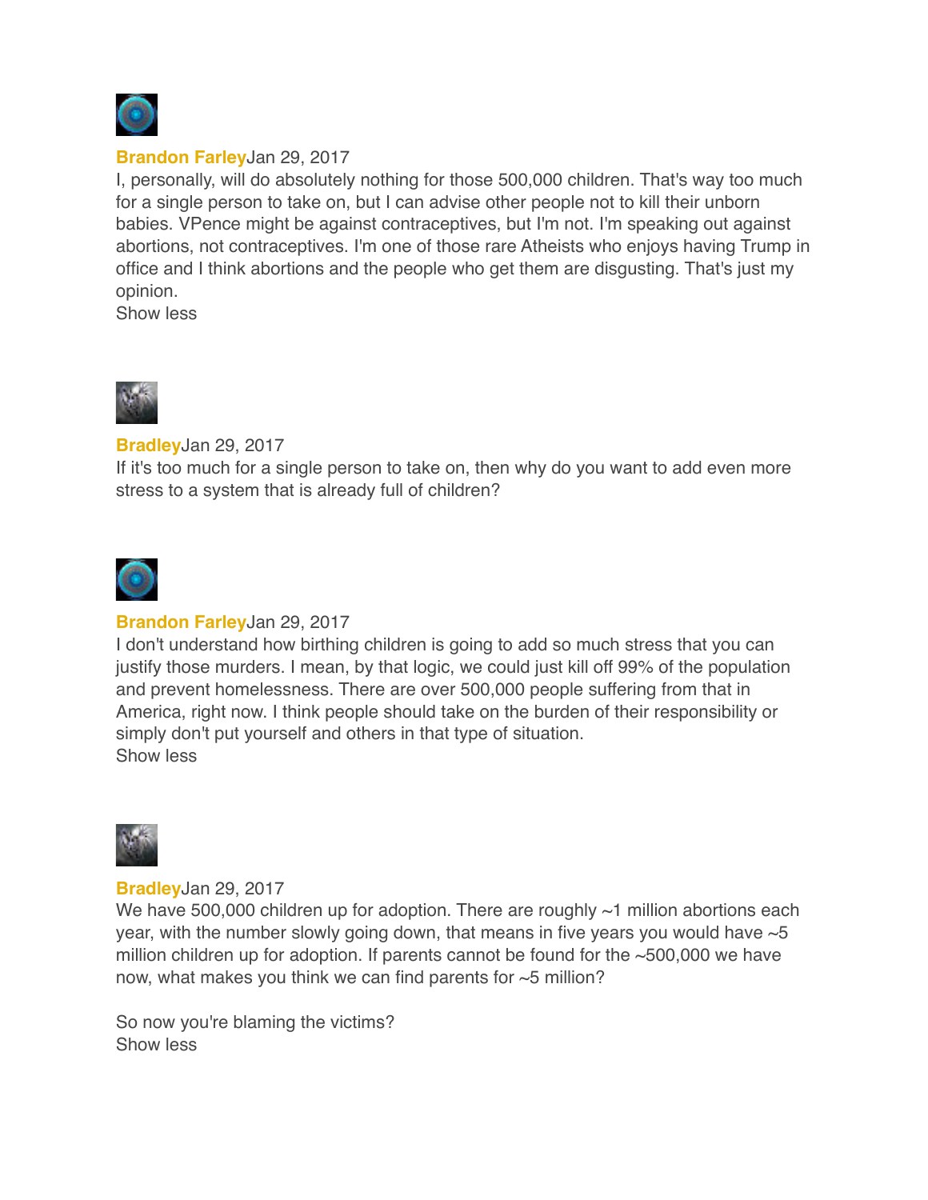**Brandon Farley** Jan 29, 2017

I, personally, will do absolutely nothing for those 500,000 children. That's way too much for a single person to take on, but I can advise other people not to kill their unborn babies. VPence might be against contraceptives, but I'm not. I'm speaking out against abortions, not contraceptives. I'm one of those rare Atheists who enjoys having Trump in office and I think abortions and the people who get them are disgusting. That's just my opinion.

Show less

**Bradley** Jan 29, 2017

If it's too much for a single person to take on, then why do you want to add even more stress to a system that is already full of children?

**Brandon Farley** Jan 29, 2017

I don't understand how birthing children is going to add so much stress that you can justify those murders. I mean, by that logic, we could just kill off 99% of the population and prevent homelessness. There are over 500,000 people suffering from that in America, right now. I think people should take on the burden of their responsibility or simply don't put yourself and others in that type of situation.

Show less

**Bradley** Jan 29, 2017

We have 500,000 children up for adoption. There are roughly ~1 million abortions each year, with the number slowly going down, that means in five years you would have ~5 million children up for adoption. If parents cannot be found for the ~500,000 we have now, what makes you think we can find parents for ~5 million?

So now you're blaming the victims?

Show less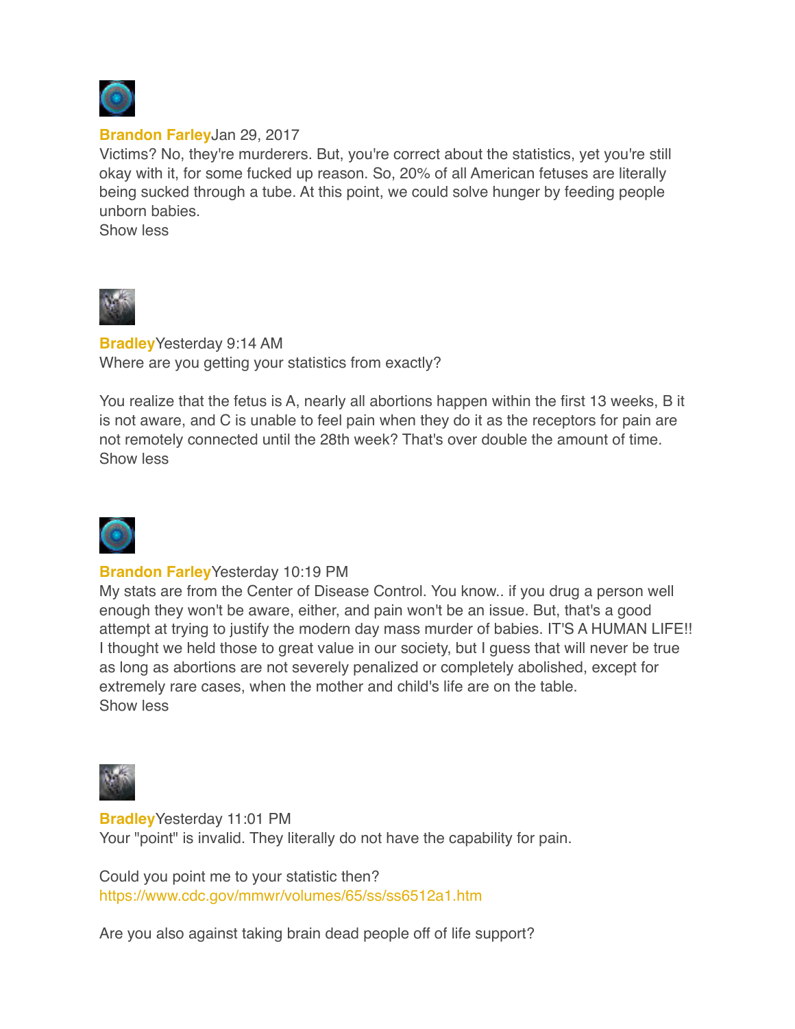**Brandon Farley** Jan 29, 2017

Victims? No, they're murderers. But, you're correct about the statistics, yet you're still okay with it, for some fucked up reason. So, 20% of all American fetuses are literally being sucked through a tube. At this point, we could solve hunger by feeding people unborn babies.

Show less

**Bradley** Yesterday 9:14 AM

Where are you getting your statistics from exactly?

You realize that the fetus is A, nearly all abortions happen within the first 13 weeks, B it is not aware, and C is unable to feel pain when they do it as the receptors for pain are not remotely connected until the 28th week? That's over double the amount of time.

Show less

**Brandon Farley** Yesterday 10:19 PM

My stats are from the Center of Disease Control. You know.. if you drug a person well enough they won't be aware, either, and pain won't be an issue. But, that's a good attempt at trying to justify the modern day mass murder of babies. IT'S A HUMAN LIFE!! I thought we held those to great value in our society, but I guess that will never be true as long as abortions are not severely penalized or completely abolished, except for extremely rare cases, when the mother and child's life are on the table.

Show less

**Bradley** Yesterday 11:01 PM

Your "point" is invalid. They literally do not have the capability for pain.

Could you point me to your statistic then?

https://www.cdc.gov/mmwr/volumes/65/ss/ss6512a1.htm

Are you also against taking brain dead people off of life support?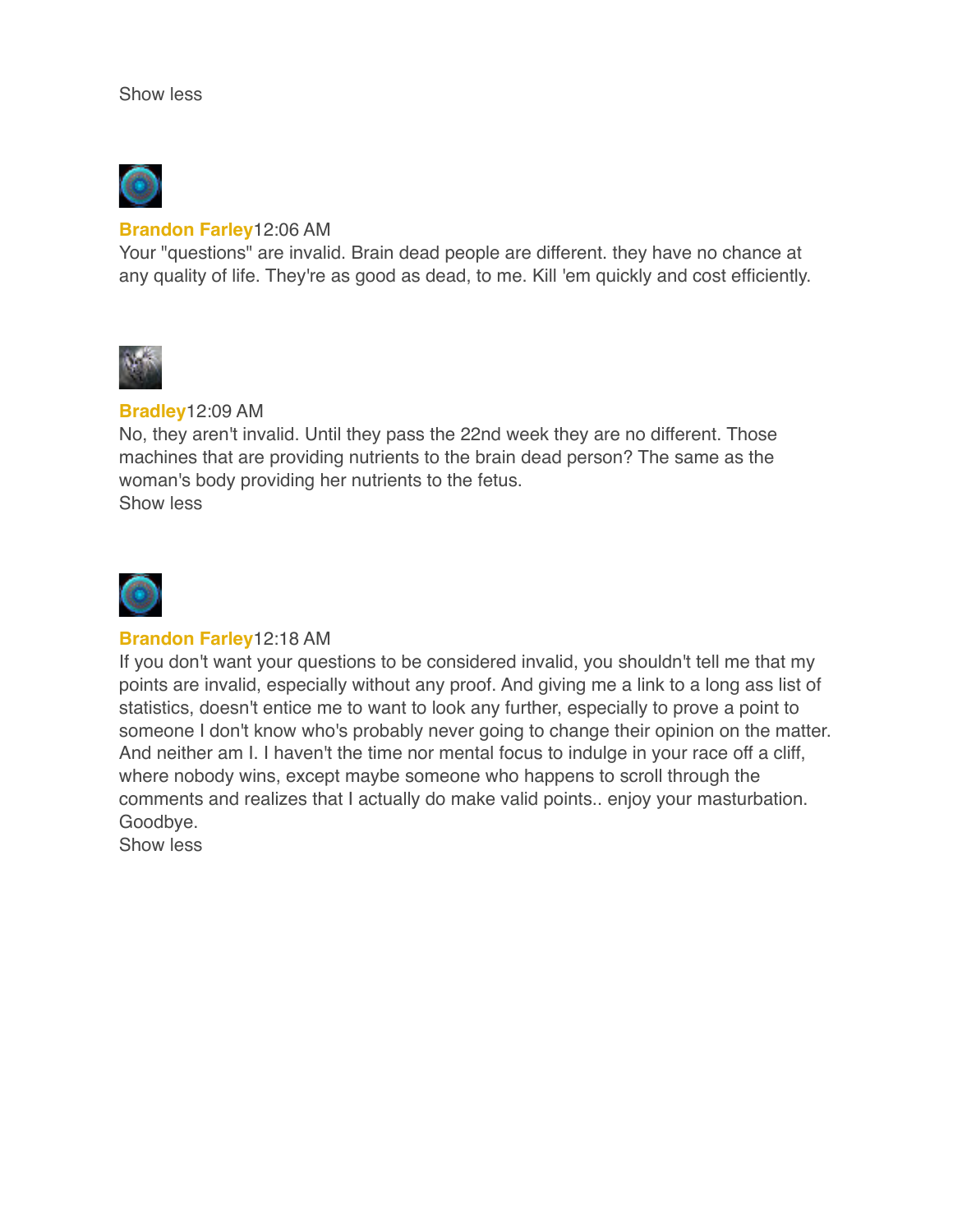Show less

**Brandon Farley** 12:06 AM
Your "questions" are invalid. Brain dead people are different. they have no chance at any quality of life. They're as good as dead, to me. Kill 'em quickly and cost efficiently.

**Bradley** 12:09 AM
No, they aren't invalid. Until they pass the 22nd week they are no different. Those machines that are providing nutrients to the brain dead person? The same as the woman's body providing her nutrients to the fetus.
Show less

**Brandon Farley** 12:18 AM
If you don't want your questions to be considered invalid, you shouldn't tell me that my points are invalid, especially without any proof. And giving me a link to a long ass list of statistics, doesn't entice me to want to look any further, especially to prove a point to someone I don't know who's probably never going to change their opinion on the matter. And neither am I. I haven't the time nor mental focus to indulge in your race off a cliff, where nobody wins, except maybe someone who happens to scroll through the comments and realizes that I actually do make valid points.. enjoy your masturbation. Goodbye.
Show less